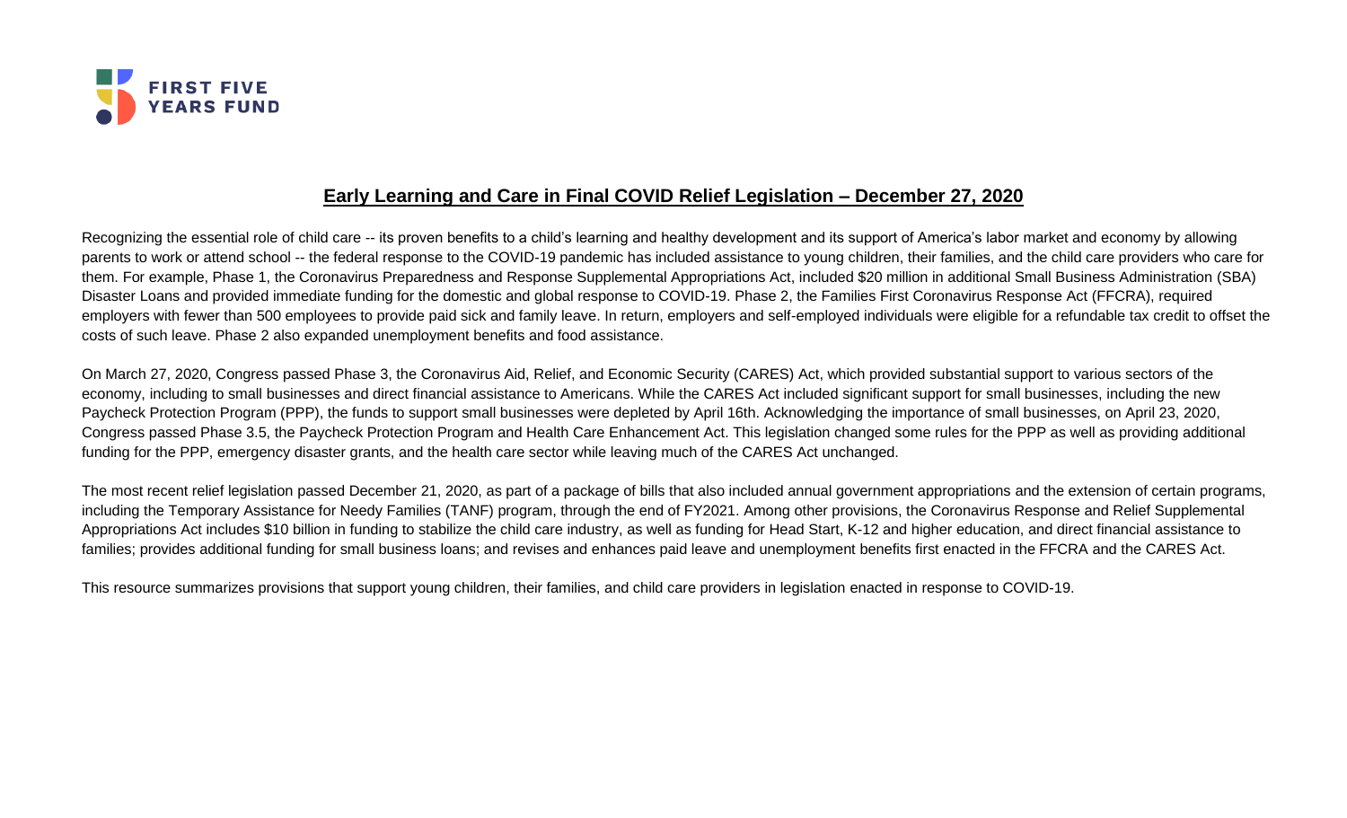FIRST FIVE YEARS FUND

# Early Learning and Care in Final COVID Relief Legislation – December 27, 2020

Recognizing the essential role of child care -- its proven benefits to a child's learning and healthy development and its support of America's labor market and economy by allowing parents to work or attend school -- the federal response to the COVID-19 pandemic has included assistance to young children, their families, and the child care providers who care for them. For example, Phase 1, the Coronavirus Preparedness and Response Supplemental Appropriations Act, included $20 million in additional Small Business Administration (SBA) Disaster Loans and provided immediate funding for the domestic and global response to COVID-19. Phase 2, the Families First Coronavirus Response Act (FFCRA), required employers with fewer than 500 employees to provide paid sick and family leave. In return, employers and self-employed individuals were eligible for a refundable tax credit to offset the costs of such leave. Phase 2 also expanded unemployment benefits and food assistance.

On March 27, 2020, Congress passed Phase 3, the Coronavirus Aid, Relief, and Economic Security (CARES) Act, which provided substantial support to various sectors of the economy, including to small businesses and direct financial assistance to Americans. While the CARES Act included significant support for small businesses, including the new Paycheck Protection Program (PPP), the funds to support small businesses were depleted by April 16th. Acknowledging the importance of small businesses, on April 23, 2020, Congress passed Phase 3.5, the Paycheck Protection Program and Health Care Enhancement Act. This legislation changed some rules for the PPP as well as providing additional funding for the PPP, emergency disaster grants, and the health care sector while leaving much of the CARES Act unchanged.

The most recent relief legislation passed December 21, 2020, as part of a package of bills that also included annual government appropriations and the extension of certain programs, including the Temporary Assistance for Needy Families (TANF) program, through the end of FY2021. Among other provisions, the Coronavirus Response and Relief Supplemental Appropriations Act includes $10 billion in funding to stabilize the child care industry, as well as funding for Head Start, K-12 and higher education, and direct financial assistance to families; provides additional funding for small business loans; and revises and enhances paid leave and unemployment benefits first enacted in the FFCRA and the CARES Act.

This resource summarizes provisions that support young children, their families, and child care providers in legislation enacted in response to COVID-19.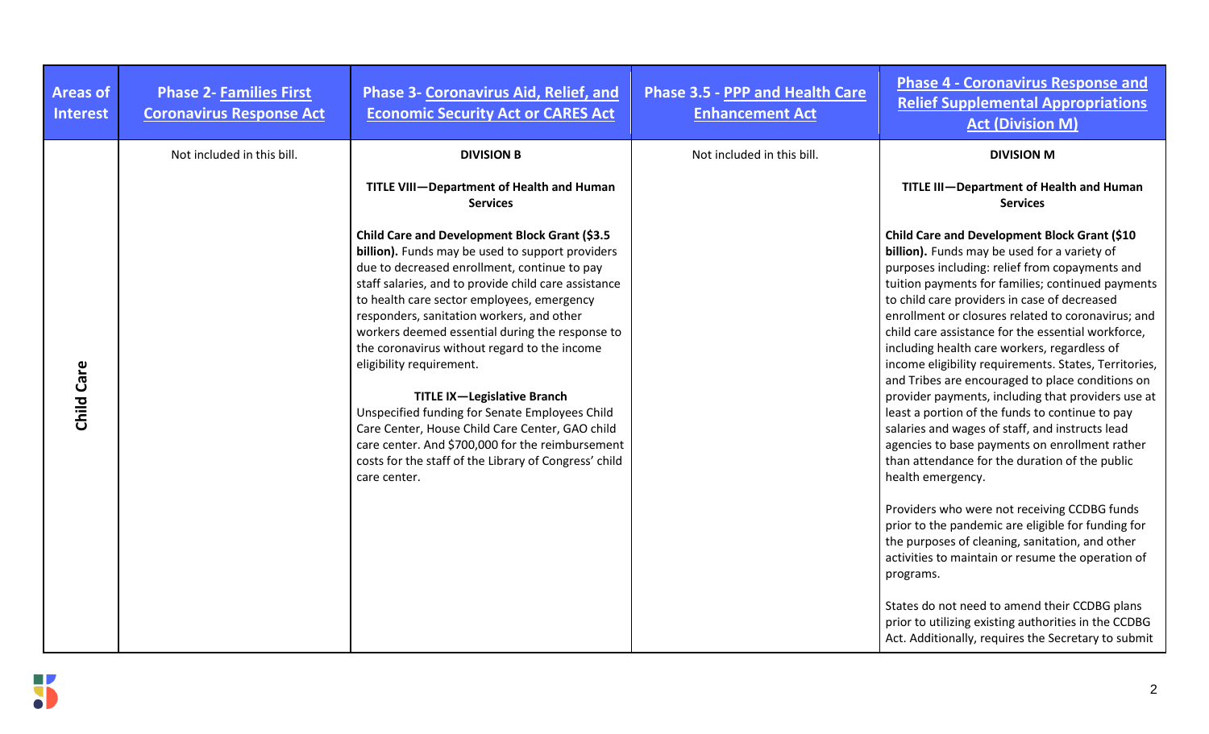| Areas of Interest | Phase 2- Families First Coronavirus Response Act | Phase 3- Coronavirus Aid, Relief, and Economic Security Act or CARES Act | Phase 3.5 - PPP and Health Care Enhancement Act | Phase 4 - Coronavirus Response and Relief Supplemental Appropriations Act (Division M) |
|---|---|---|---|---|
| Child Care | Not included in this bill. | **DIVISION B**<br><br>**TITLE VIII—Department of Health and Human Services**<br><br>**Child Care and Development Block Grant ($3.5 billion).** Funds may be used to support providers due to decreased enrollment, continue to pay staff salaries, and to provide child care assistance to health care sector employees, emergency responders, sanitation workers, and other workers deemed essential during the response to the coronavirus without regard to the income eligibility requirement.<br><br>**TITLE IX—Legislative Branch**<br>Unspecified funding for Senate Employees Child Care Center, House Child Care Center, GAO child care center. And $700,000 for the reimbursement costs for the staff of the Library of Congress' child care center. | Not included in this bill. | **DIVISION M**<br><br>**TITLE III—Department of Health and Human Services**<br><br>**Child Care and Development Block Grant ($10 billion).** Funds may be used for a variety of purposes including: relief from copayments and tuition payments for families; continued payments to child care providers in case of decreased enrollment or closures related to coronavirus; and child care assistance for the essential workforce, including health care workers, regardless of income eligibility requirements. States, Territories, and Tribes are encouraged to place conditions on provider payments, including that providers use at least a portion of the funds to continue to pay salaries and wages of staff, and instructs lead agencies to base payments on enrollment rather than attendance for the duration of the public health emergency.<br><br>Providers who were not receiving CCDBG funds prior to the pandemic are eligible for funding for the purposes of cleaning, sanitation, and other activities to maintain or resume the operation of programs.<br><br>States do not need to amend their CCDBG plans prior to utilizing existing authorities in the CCDBG Act. Additionally, requires the Secretary to submit |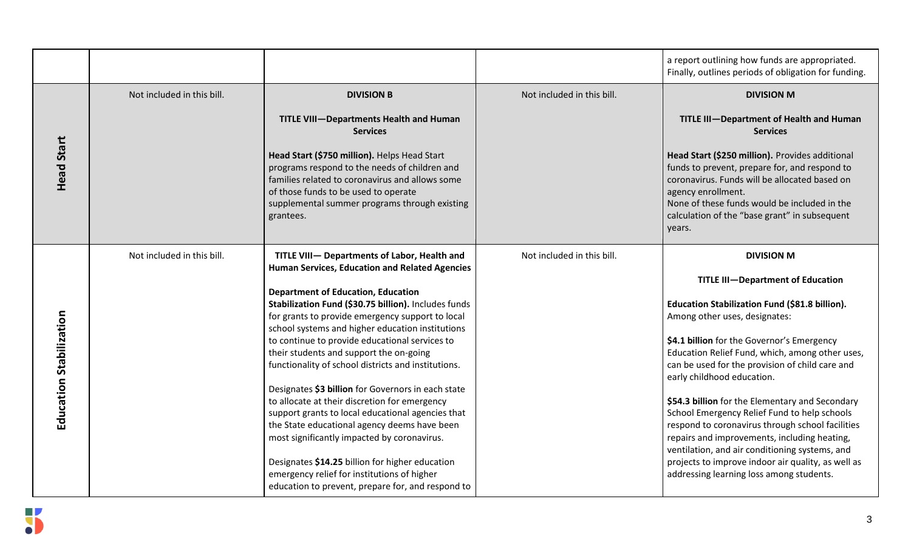| | | | | |
|---|---|---|---|---|
| | | | | a report outlining how funds are appropriated. Finally, outlines periods of obligation for funding. |
| **Head Start** | Not included in this bill. | **DIVISION B**<br><br>**TITLE VIII—Departments Health and Human Services**<br><br>**Head Start ($750 million).** Helps Head Start programs respond to the needs of children and families related to coronavirus and allows some of those funds to be used to operate supplemental summer programs through existing grantees. | Not included in this bill. | **DIVISION M**<br><br>**TITLE III—Department of Health and Human Services**<br><br>**Head Start ($250 million).** Provides additional funds to prevent, prepare for, and respond to coronavirus. Funds will be allocated based on agency enrollment.<br>None of these funds would be included in the calculation of the "base grant" in subsequent years. |
| **Education Stabilization** | Not included in this bill. | **TITLE VIII— Departments of Labor, Health and Human Services, Education and Related Agencies**<br><br>**Department of Education, Education Stabilization Fund ($30.75 billion).** Includes funds for grants to provide emergency support to local school systems and higher education institutions to continue to provide educational services to their students and support the on-going functionality of school districts and institutions.<br><br>Designates **$3 billion** for Governors in each state to allocate at their discretion for emergency support grants to local educational agencies that the State educational agency deems have been most significantly impacted by coronavirus.<br><br>Designates **$14.25** billion for higher education emergency relief for institutions of higher education to prevent, prepare for, and respond to | Not included in this bill. | **DIVISION M**<br><br>**TITLE III—Department of Education**<br><br>**Education Stabilization Fund ($81.8 billion).** Among other uses, designates:<br><br>**$4.1 billion** for the Governor's Emergency Education Relief Fund, which, among other uses, can be used for the provision of child care and early childhood education.<br><br>**$54.3 billion** for the Elementary and Secondary School Emergency Relief Fund to help schools respond to coronavirus through school facilities repairs and improvements, including heating, ventilation, and air conditioning systems, and projects to improve indoor air quality, as well as addressing learning loss among students. |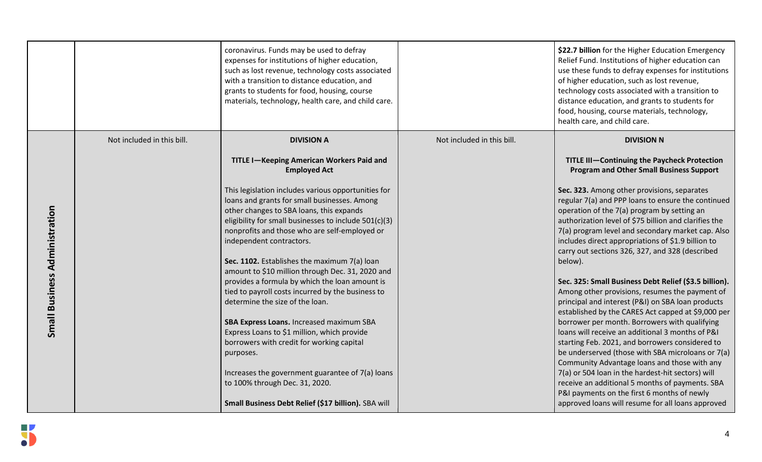| | | | | |
|---|---|---|---|---|
| | | coronavirus. Funds may be used to defray expenses for institutions of higher education, such as lost revenue, technology costs associated with a transition to distance education, and grants to students for food, housing, course materials, technology, health care, and child care. | | **$22.7 billion** for the Higher Education Emergency Relief Fund. Institutions of higher education can use these funds to defray expenses for institutions of higher education, such as lost revenue, technology costs associated with a transition to distance education, and grants to students for food, housing, course materials, technology, health care, and child care. |
| **Small Business Administration** | Not included in this bill. | **DIVISION A**<br><br>**TITLE I—Keeping American Workers Paid and Employed Act**<br><br>This legislation includes various opportunities for loans and grants for small businesses. Among other changes to SBA loans, this expands eligibility for small businesses to include 501(c)(3) nonprofits and those who are self-employed or independent contractors.<br><br>**Sec. 1102.** Establishes the maximum 7(a) loan amount to $10 million through Dec. 31, 2020 and provides a formula by which the loan amount is tied to payroll costs incurred by the business to determine the size of the loan.<br><br>**SBA Express Loans.** Increased maximum SBA Express Loans to $1 million, which provide borrowers with credit for working capital purposes.<br><br>Increases the government guarantee of 7(a) loans to 100% through Dec. 31, 2020.<br><br>**Small Business Debt Relief ($17 billion).** SBA will | Not included in this bill. | **DIVISION N**<br><br>**TITLE III—Continuing the Paycheck Protection Program and Other Small Business Support**<br><br>**Sec. 323.** Among other provisions, separates regular 7(a) and PPP loans to ensure the continued operation of the 7(a) program by setting an authorization level of $75 billion and clarifies the 7(a) program level and secondary market cap. Also includes direct appropriations of $1.9 billion to carry out sections 326, 327, and 328 (described below).<br><br>**Sec. 325: Small Business Debt Relief ($3.5 billion).** Among other provisions, resumes the payment of principal and interest (P&I) on SBA loan products established by the CARES Act capped at $9,000 per borrower per month. Borrowers with qualifying loans will receive an additional 3 months of P&I starting Feb. 2021, and borrowers considered to be underserved (those with SBA microloans or 7(a) Community Advantage loans and those with any 7(a) or 504 loan in the hardest-hit sectors) will receive an additional 5 months of payments. SBA P&I payments on the first 6 months of newly approved loans will resume for all loans approved |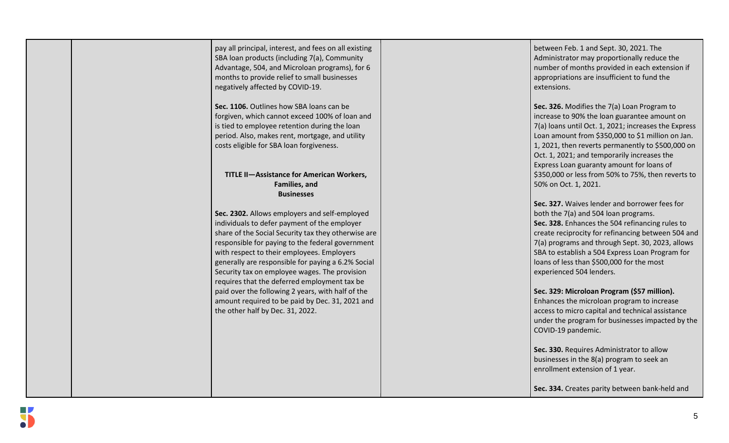| | | | | |
|---|---|---|---|---|
| | | pay all principal, interest, and fees on all existing SBA loan products (including 7(a), Community Advantage, 504, and Microloan programs), for 6 months to provide relief to small businesses negatively affected by COVID-19.<br><br>**Sec. 1106.** Outlines how SBA loans can be forgiven, which cannot exceed 100% of loan and is tied to employee retention during the loan period. Also, makes rent, mortgage, and utility costs eligible for SBA loan forgiveness.<br><br>**TITLE II—Assistance for American Workers, Families, and Businesses**<br><br>**Sec. 2302.** Allows employers and self-employed individuals to defer payment of the employer share of the Social Security tax they otherwise are responsible for paying to the federal government with respect to their employees. Employers generally are responsible for paying a 6.2% Social Security tax on employee wages. The provision requires that the deferred employment tax be paid over the following 2 years, with half of the amount required to be paid by Dec. 31, 2021 and the other half by Dec. 31, 2022. | | between Feb. 1 and Sept. 30, 2021. The Administrator may proportionally reduce the number of months provided in each extension if appropriations are insufficient to fund the extensions.<br><br>**Sec. 326.** Modifies the 7(a) Loan Program to increase to 90% the loan guarantee amount on 7(a) loans until Oct. 1, 2021; increases the Express Loan amount from $350,000 to $1 million on Jan. 1, 2021, then reverts permanently to $500,000 on Oct. 1, 2021; and temporarily increases the Express Loan guaranty amount for loans of $350,000 or less from 50% to 75%, then reverts to 50% on Oct. 1, 2021.<br><br>**Sec. 327.** Waives lender and borrower fees for both the 7(a) and 504 loan programs.<br>**Sec. 328.** Enhances the 504 refinancing rules to create reciprocity for refinancing between 504 and 7(a) programs and through Sept. 30, 2023, allows SBA to establish a 504 Express Loan Program for loans of less than $500,000 for the most experienced 504 lenders.<br><br>**Sec. 329: Microloan Program ($57 million).** Enhances the microloan program to increase access to micro capital and technical assistance under the program for businesses impacted by the COVID-19 pandemic.<br><br>**Sec. 330.** Requires Administrator to allow businesses in the 8(a) program to seek an enrollment extension of 1 year.<br><br>**Sec. 334.** Creates parity between bank-held and |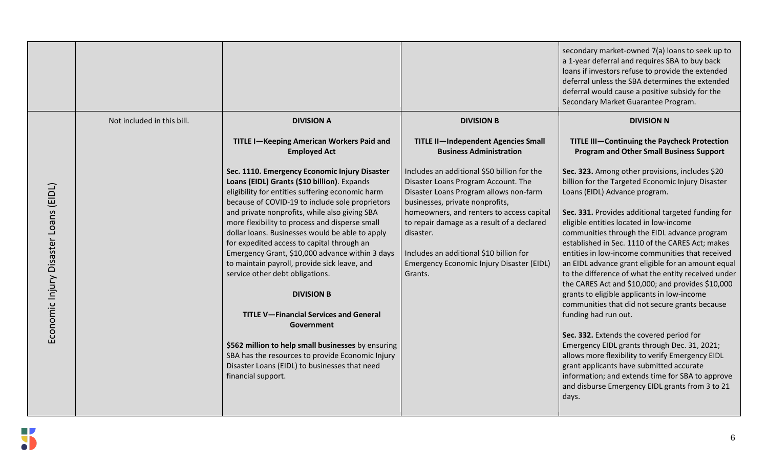| | | | | |
|---|---|---|---|---|
| | | | | secondary market-owned 7(a) loans to seek up to a 1-year deferral and requires SBA to buy back loans if investors refuse to provide the extended deferral unless the SBA determines the extended deferral would cause a positive subsidy for the Secondary Market Guarantee Program. |
| Economic Injury Disaster Loans (EIDL) | Not included in this bill. | **DIVISION A**<br><br>**TITLE I—Keeping American Workers Paid and Employed Act**<br><br>**Sec. 1110. Emergency Economic Injury Disaster Loans (EIDL) Grants ($10 billion)**. Expands eligibility for entities suffering economic harm because of COVID-19 to include sole proprietors and private nonprofits, while also giving SBA more flexibility to process and disperse small dollar loans. Businesses would be able to apply for expedited access to capital through an Emergency Grant, $10,000 advance within 3 days to maintain payroll, provide sick leave, and service other debt obligations.<br><br>**DIVISION B**<br><br>**TITLE V—Financial Services and General Government**<br><br>**$562 million to help small businesses** by ensuring SBA has the resources to provide Economic Injury Disaster Loans (EIDL) to businesses that need financial support. | **DIVISION B**<br><br>**TITLE II—Independent Agencies Small Business Administration**<br><br>Includes an additional $50 billion for the Disaster Loans Program Account. The Disaster Loans Program allows non-farm businesses, private nonprofits, homeowners, and renters to access capital to repair damage as a result of a declared disaster.<br><br>Includes an additional $10 billion for Emergency Economic Injury Disaster (EIDL) Grants. | **DIVISION N**<br><br>**TITLE III—Continuing the Paycheck Protection Program and Other Small Business Support**<br><br>**Sec. 323.** Among other provisions, includes $20 billion for the Targeted Economic Injury Disaster Loans (EIDL) Advance program.<br><br>**Sec. 331.** Provides additional targeted funding for eligible entities located in low-income communities through the EIDL advance program established in Sec. 1110 of the CARES Act; makes entities in low-income communities that received an EIDL advance grant eligible for an amount equal to the difference of what the entity received under the CARES Act and $10,000; and provides $10,000 grants to eligible applicants in low-income communities that did not secure grants because funding had run out.<br><br>**Sec. 332.** Extends the covered period for Emergency EIDL grants through Dec. 31, 2021; allows more flexibility to verify Emergency EIDL grant applicants have submitted accurate information; and extends time for SBA to approve and disburse Emergency EIDL grants from 3 to 21 days. |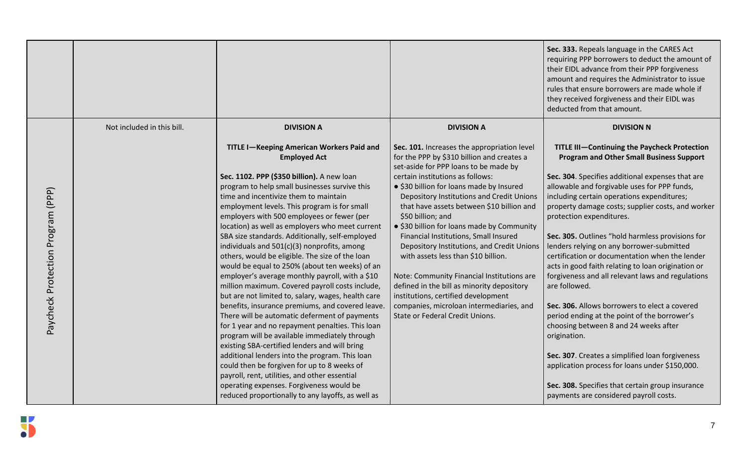| | | | | |
|---|---|---|---|---|
| | | | | **Sec. 333.** Repeals language in the CARES Act requiring PPP borrowers to deduct the amount of their EIDL advance from their PPP forgiveness amount and requires the Administrator to issue rules that ensure borrowers are made whole if they received forgiveness and their EIDL was deducted from that amount. |
| Paycheck Protection Program (PPP) | Not included in this bill. | **DIVISION A**<br><br>**TITLE I—Keeping American Workers Paid and Employed Act**<br><br>**Sec. 1102. PPP ($350 billion).** A new loan program to help small businesses survive this time and incentivize them to maintain employment levels. This program is for small employers with 500 employees or fewer (per location) as well as employers who meet current SBA size standards. Additionally, self-employed individuals and 501(c)(3) nonprofits, among others, would be eligible. The size of the loan would be equal to 250% (about ten weeks) of an employer's average monthly payroll, with a $10 million maximum. Covered payroll costs include, but are not limited to, salary, wages, health care benefits, insurance premiums, and covered leave. There will be automatic deferment of payments for 1 year and no repayment penalties. This loan program will be available immediately through existing SBA-certified lenders and will bring additional lenders into the program. This loan could then be forgiven for up to 8 weeks of payroll, rent, utilities, and other essential operating expenses. Forgiveness would be reduced proportionally to any layoffs, as well as | **DIVISION A**<br><br>**Sec. 101.** Increases the appropriation level for the PPP by $310 billion and creates a set-aside for PPP loans to be made by certain institutions as follows:<br>• $30 billion for loans made by Insured Depository Institutions and Credit Unions that have assets between $10 billion and $50 billion; and<br>• $30 billion for loans made by Community Financial Institutions, Small Insured Depository Institutions, and Credit Unions with assets less than $10 billion.<br><br>Note: Community Financial Institutions are defined in the bill as minority depository institutions, certified development companies, microloan intermediaries, and State or Federal Credit Unions. | **DIVISION N**<br><br>**TITLE III—Continuing the Paycheck Protection Program and Other Small Business Support**<br><br>**Sec. 304**. Specifies additional expenses that are allowable and forgivable uses for PPP funds, including certain operations expenditures; property damage costs; supplier costs, and worker protection expenditures.<br><br>**Sec. 305.** Outlines "hold harmless provisions for lenders relying on any borrower-submitted certification or documentation when the lender acts in good faith relating to loan origination or forgiveness and all relevant laws and regulations are followed.<br><br>**Sec. 306.** Allows borrowers to elect a covered period ending at the point of the borrower's choosing between 8 and 24 weeks after origination.<br><br>**Sec. 307**. Creates a simplified loan forgiveness application process for loans under $150,000.<br><br>**Sec. 308.** Specifies that certain group insurance payments are considered payroll costs. |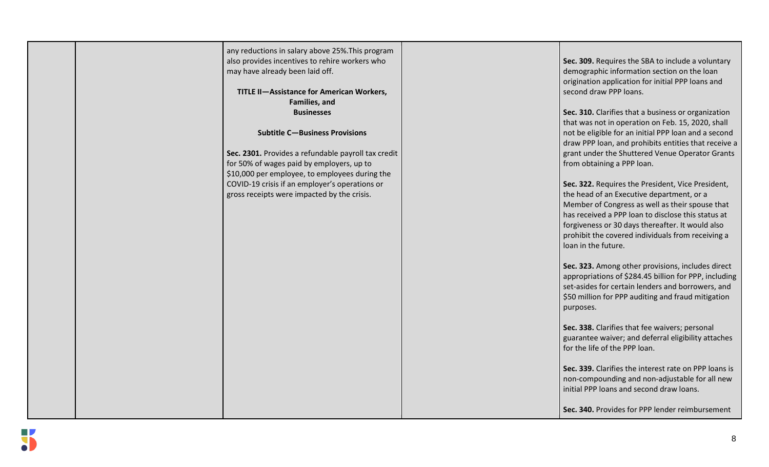|  |  |  |  |  |
|---|---|---|---|---|
|  |  | any reductions in salary above 25%.This program also provides incentives to rehire workers who may have already been laid off.<br><br>**TITLE II—Assistance for American Workers, Families, and Businesses**<br><br>**Subtitle C—Business Provisions**<br><br>**Sec. 2301.** Provides a refundable payroll tax credit for 50% of wages paid by employers, up to $10,000 per employee, to employees during the COVID-19 crisis if an employer's operations or gross receipts were impacted by the crisis. |  | **Sec. 309.** Requires the SBA to include a voluntary demographic information section on the loan origination application for initial PPP loans and second draw PPP loans.<br><br>**Sec. 310.** Clarifies that a business or organization that was not in operation on Feb. 15, 2020, shall not be eligible for an initial PPP loan and a second draw PPP loan, and prohibits entities that receive a grant under the Shuttered Venue Operator Grants from obtaining a PPP loan.<br><br>**Sec. 322.** Requires the President, Vice President, the head of an Executive department, or a Member of Congress as well as their spouse that has received a PPP loan to disclose this status at forgiveness or 30 days thereafter. It would also prohibit the covered individuals from receiving a loan in the future.<br><br>**Sec. 323.** Among other provisions, includes direct appropriations of $284.45 billion for PPP, including set-asides for certain lenders and borrowers, and $50 million for PPP auditing and fraud mitigation purposes.<br><br>**Sec. 338.** Clarifies that fee waivers; personal guarantee waiver; and deferral eligibility attaches for the life of the PPP loan.<br><br>**Sec. 339.** Clarifies the interest rate on PPP loans is non-compounding and non-adjustable for all new initial PPP loans and second draw loans.<br><br>**Sec. 340.** Provides for PPP lender reimbursement |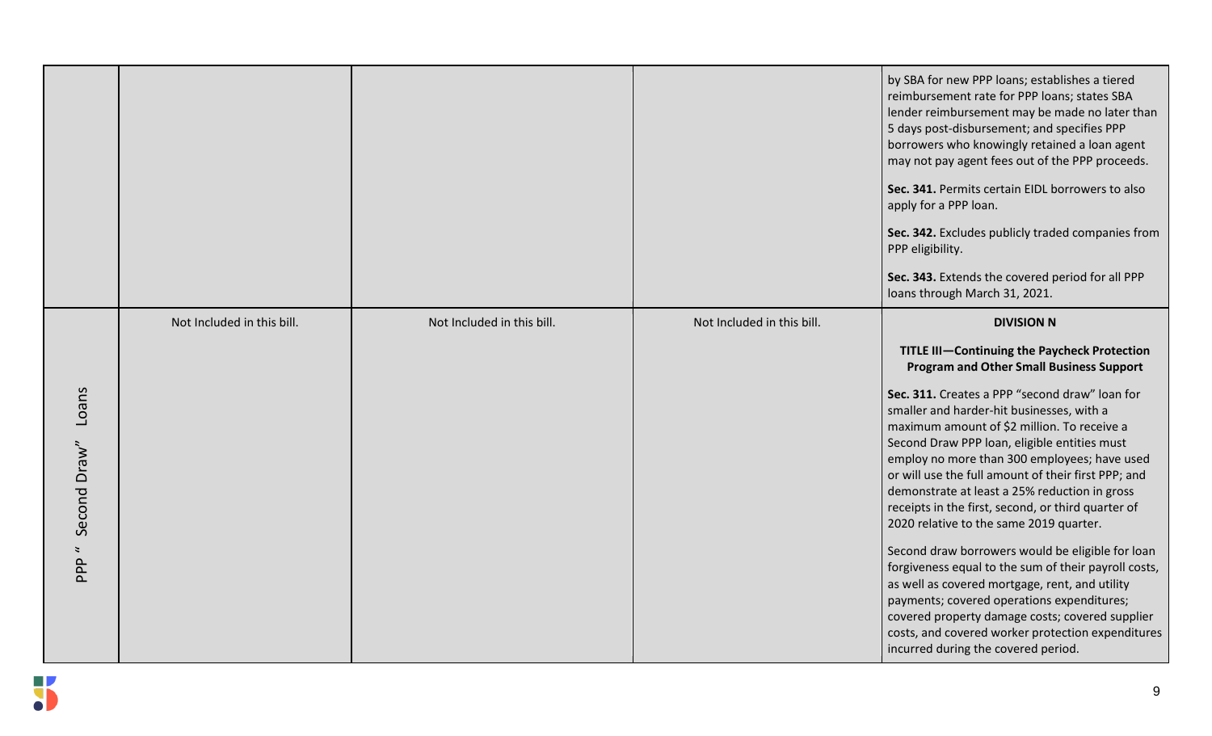| | | | | |
|---|---|---|---|---|
| | | | | by SBA for new PPP loans; establishes a tiered reimbursement rate for PPP loans; states SBA lender reimbursement may be made no later than 5 days post-disbursement; and specifies PPP borrowers who knowingly retained a loan agent may not pay agent fees out of the PPP proceeds.<br><br>**Sec. 341.** Permits certain EIDL borrowers to also apply for a PPP loan.<br><br>**Sec. 342.** Excludes publicly traded companies from PPP eligibility.<br><br>**Sec. 343.** Extends the covered period for all PPP loans through March 31, 2021. |
| PPP " Second Draw" Loans | Not Included in this bill. | Not Included in this bill. | Not Included in this bill. | **DIVISION N**<br><br>**TITLE III—Continuing the Paycheck Protection Program and Other Small Business Support**<br><br>**Sec. 311.** Creates a PPP "second draw" loan for smaller and harder-hit businesses, with a maximum amount of $2 million. To receive a Second Draw PPP loan, eligible entities must employ no more than 300 employees; have used or will use the full amount of their first PPP; and demonstrate at least a 25% reduction in gross receipts in the first, second, or third quarter of 2020 relative to the same 2019 quarter.<br><br>Second draw borrowers would be eligible for loan forgiveness equal to the sum of their payroll costs, as well as covered mortgage, rent, and utility payments; covered operations expenditures; covered property damage costs; covered supplier costs, and covered worker protection expenditures incurred during the covered period. |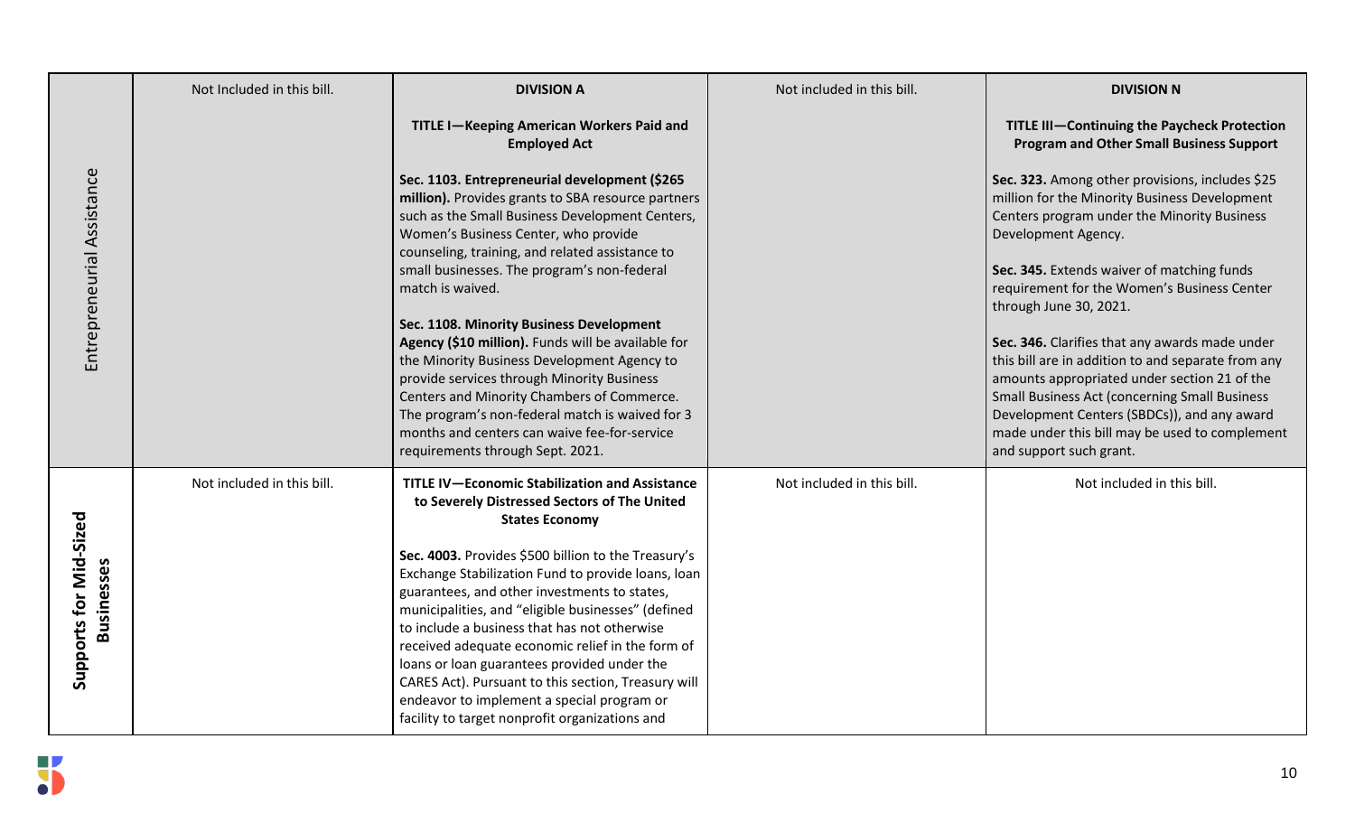| | | | | |
|---|---|---|---|---|
| Entrepreneurial Assistance | Not Included in this bill. | **DIVISION A**<br><br>**TITLE I—Keeping American Workers Paid and Employed Act**<br><br>**Sec. 1103. Entrepreneurial development ($265 million).** Provides grants to SBA resource partners such as the Small Business Development Centers, Women's Business Center, who provide counseling, training, and related assistance to small businesses. The program's non-federal match is waived.<br><br>**Sec. 1108. Minority Business Development Agency ($10 million).** Funds will be available for the Minority Business Development Agency to provide services through Minority Business Centers and Minority Chambers of Commerce. The program's non-federal match is waived for 3 months and centers can waive fee-for-service requirements through Sept. 2021. | Not included in this bill. | **DIVISION N**<br><br>**TITLE III—Continuing the Paycheck Protection Program and Other Small Business Support**<br><br>**Sec. 323.** Among other provisions, includes $25 million for the Minority Business Development Centers program under the Minority Business Development Agency.<br><br>**Sec. 345.** Extends waiver of matching funds requirement for the Women's Business Center through June 30, 2021.<br><br>**Sec. 346.** Clarifies that any awards made under this bill are in addition to and separate from any amounts appropriated under section 21 of the Small Business Act (concerning Small Business Development Centers (SBDCs)), and any award made under this bill may be used to complement and support such grant. |
| **Supports for Mid-Sized Businesses** | Not included in this bill. | **TITLE IV—Economic Stabilization and Assistance to Severely Distressed Sectors of The United States Economy**<br><br>**Sec. 4003.** Provides $500 billion to the Treasury's Exchange Stabilization Fund to provide loans, loan guarantees, and other investments to states, municipalities, and "eligible businesses" (defined to include a business that has not otherwise received adequate economic relief in the form of loans or loan guarantees provided under the CARES Act). Pursuant to this section, Treasury will endeavor to implement a special program or facility to target nonprofit organizations and | Not included in this bill. | Not included in this bill. |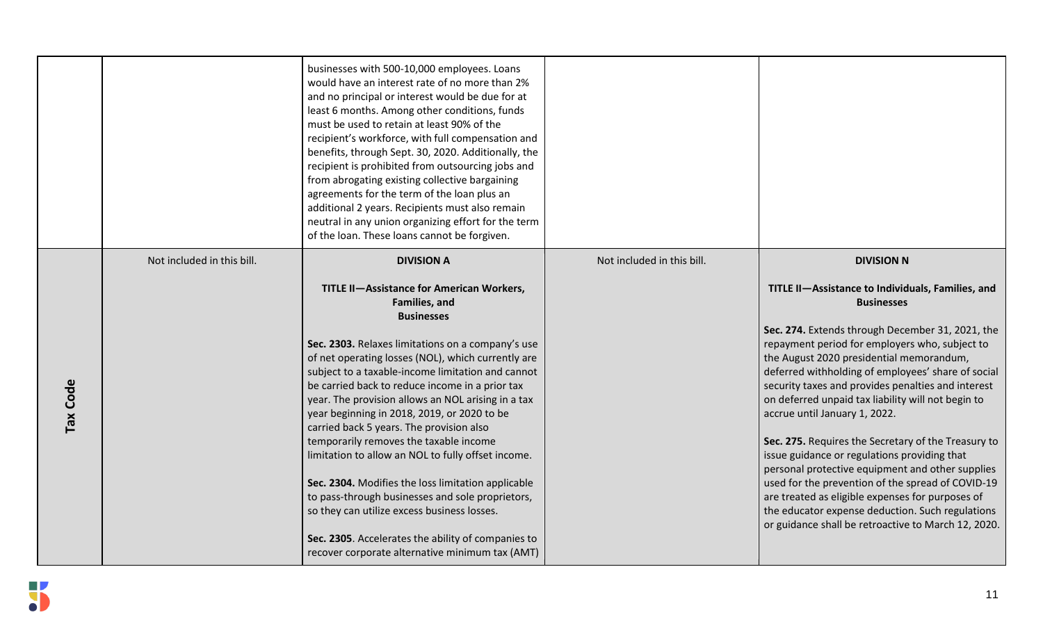| | | | | |
|---|---|---|---|---|
| | | businesses with 500-10,000 employees. Loans would have an interest rate of no more than 2% and no principal or interest would be due for at least 6 months. Among other conditions, funds must be used to retain at least 90% of the recipient's workforce, with full compensation and benefits, through Sept. 30, 2020. Additionally, the recipient is prohibited from outsourcing jobs and from abrogating existing collective bargaining agreements for the term of the loan plus an additional 2 years. Recipients must also remain neutral in any union organizing effort for the term of the loan. These loans cannot be forgiven. | | |
| **Tax Code** | Not included in this bill. | **DIVISION A**<br><br>**TITLE II—Assistance for American Workers, Families, and Businesses**<br><br>**Sec. 2303.** Relaxes limitations on a company's use of net operating losses (NOL), which currently are subject to a taxable-income limitation and cannot be carried back to reduce income in a prior tax year. The provision allows an NOL arising in a tax year beginning in 2018, 2019, or 2020 to be carried back 5 years. The provision also temporarily removes the taxable income limitation to allow an NOL to fully offset income.<br><br>**Sec. 2304.** Modifies the loss limitation applicable to pass-through businesses and sole proprietors, so they can utilize excess business losses.<br><br>**Sec. 2305**. Accelerates the ability of companies to recover corporate alternative minimum tax (AMT) | Not included in this bill. | **DIVISION N**<br><br>**TITLE II—Assistance to Individuals, Families, and Businesses**<br><br>**Sec. 274.** Extends through December 31, 2021, the repayment period for employers who, subject to the August 2020 presidential memorandum, deferred withholding of employees' share of social security taxes and provides penalties and interest on deferred unpaid tax liability will not begin to accrue until January 1, 2022.<br><br>**Sec. 275.** Requires the Secretary of the Treasury to issue guidance or regulations providing that personal protective equipment and other supplies used for the prevention of the spread of COVID-19 are treated as eligible expenses for purposes of the educator expense deduction. Such regulations or guidance shall be retroactive to March 12, 2020. |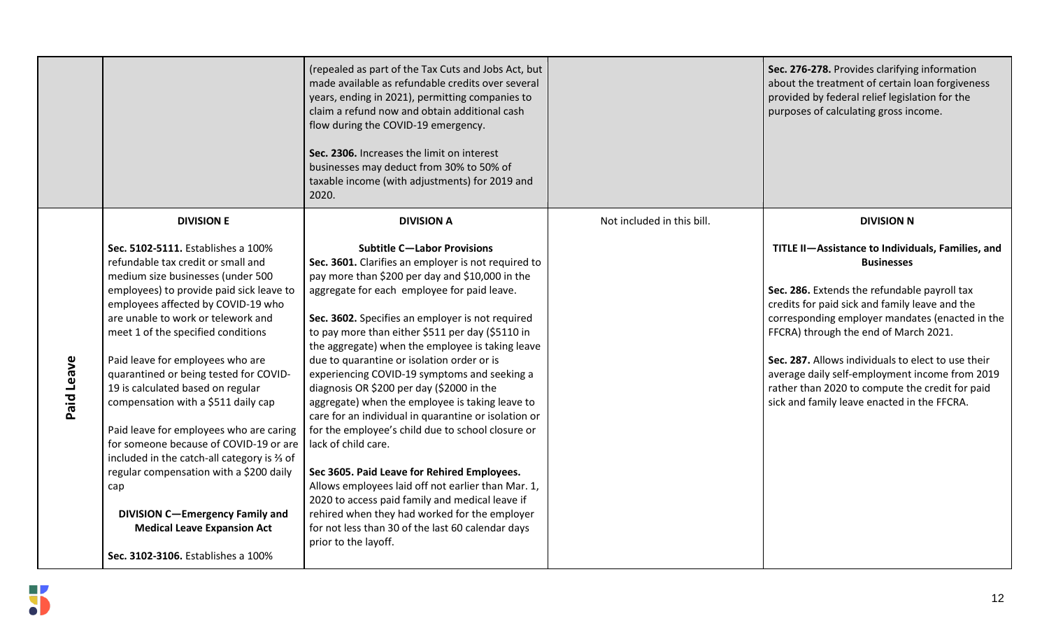| | | | | |
|---|---|---|---|---|
| | | (repealed as part of the Tax Cuts and Jobs Act, but made available as refundable credits over several years, ending in 2021), permitting companies to claim a refund now and obtain additional cash flow during the COVID-19 emergency.<br><br>**Sec. 2306.** Increases the limit on interest businesses may deduct from 30% to 50% of taxable income (with adjustments) for 2019 and 2020. | | **Sec. 276-278.** Provides clarifying information about the treatment of certain loan forgiveness provided by federal relief legislation for the purposes of calculating gross income. |
| **Paid Leave** | **DIVISION E**<br><br>**Sec. 5102-5111.** Establishes a 100% refundable tax credit or small and medium size businesses (under 500 employees) to provide paid sick leave to employees affected by COVID-19 who are unable to work or telework and meet 1 of the specified conditions<br><br>Paid leave for employees who are quarantined or being tested for COVID-19 is calculated based on regular compensation with a $511 daily cap<br><br>Paid leave for employees who are caring for someone because of COVID-19 or are included in the catch-all category is ⅔ of regular compensation with a $200 daily cap<br><br>**DIVISION C—Emergency Family and Medical Leave Expansion Act**<br><br>**Sec. 3102-3106.** Establishes a 100% | **DIVISION A**<br><br>**Subtitle C—Labor Provisions**<br>**Sec. 3601.** Clarifies an employer is not required to pay more than $200 per day and $10,000 in the aggregate for each employee for paid leave.<br><br>**Sec. 3602.** Specifies an employer is not required to pay more than either $511 per day ($5110 in the aggregate) when the employee is taking leave due to quarantine or isolation order or is experiencing COVID-19 symptoms and seeking a diagnosis OR $200 per day ($2000 in the aggregate) when the employee is taking leave to care for an individual in quarantine or isolation or for the employee's child due to school closure or lack of child care.<br><br>**Sec 3605. Paid Leave for Rehired Employees.** Allows employees laid off not earlier than Mar. 1, 2020 to access paid family and medical leave if rehired when they had worked for the employer for not less than 30 of the last 60 calendar days prior to the layoff. | Not included in this bill. | **DIVISION N**<br><br>**TITLE II—Assistance to Individuals, Families, and Businesses**<br><br>**Sec. 286.** Extends the refundable payroll tax credits for paid sick and family leave and the corresponding employer mandates (enacted in the FFCRA) through the end of March 2021.<br><br>**Sec. 287.** Allows individuals to elect to use their average daily self-employment income from 2019 rather than 2020 to compute the credit for paid sick and family leave enacted in the FFCRA. |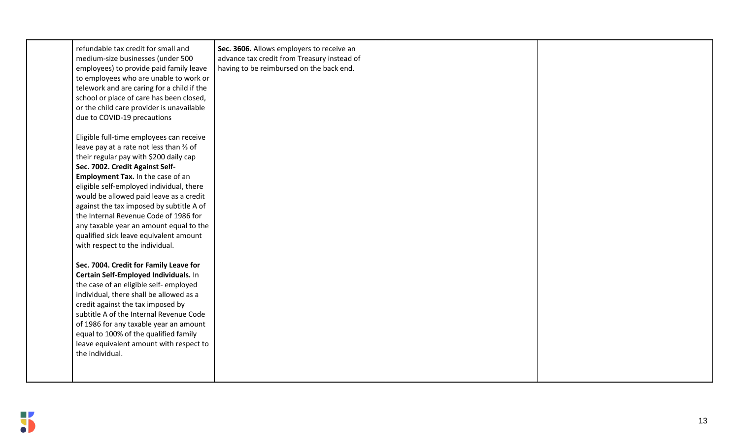|  | refundable tax credit for small and medium-size businesses (under 500 employees) to provide paid family leave to employees who are unable to work or telework and are caring for a child if the school or place of care has been closed, or the child care provider is unavailable due to COVID-19 precautions<br><br>Eligible full-time employees can receive leave pay at a rate not less than ⅔ of their regular pay with $200 daily cap<br>**Sec. 7002. Credit Against Self-Employment Tax.** In the case of an eligible self-employed individual, there would be allowed paid leave as a credit against the tax imposed by subtitle A of the Internal Revenue Code of 1986 for any taxable year an amount equal to the qualified sick leave equivalent amount with respect to the individual.<br><br>**Sec. 7004. Credit for Family Leave for Certain Self-Employed Individuals.** In the case of an eligible self- employed individual, there shall be allowed as a credit against the tax imposed by subtitle A of the Internal Revenue Code of 1986 for any taxable year an amount equal to 100% of the qualified family leave equivalent amount with respect to the individual. | **Sec. 3606.** Allows employers to receive an advance tax credit from Treasury instead of having to be reimbursed on the back end. |  |  |
|---|---|---|---|---|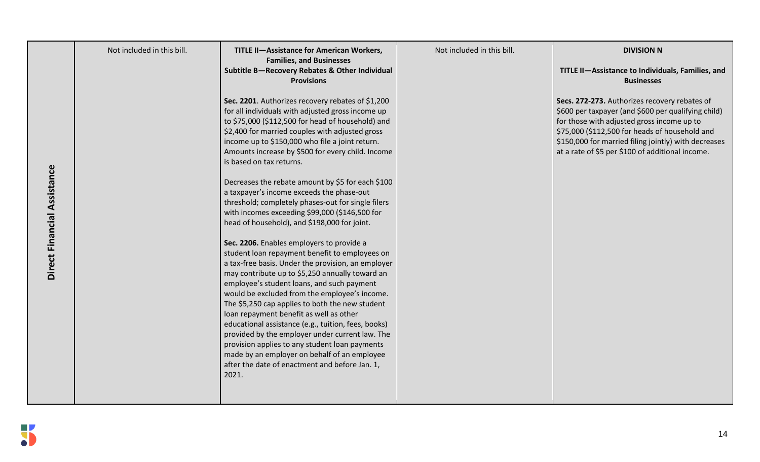| Direct Financial Assistance | Not included in this bill. | **TITLE II—Assistance for American Workers, Families, and Businesses**<br>**Subtitle B—Recovery Rebates & Other Individual Provisions**<br><br>**Sec. 2201**. Authorizes recovery rebates of $1,200 for all individuals with adjusted gross income up to $75,000 ($112,500 for head of household) and $2,400 for married couples with adjusted gross income up to $150,000 who file a joint return. Amounts increase by $500 for every child. Income is based on tax returns.<br><br>Decreases the rebate amount by $5 for each $100 a taxpayer's income exceeds the phase-out threshold; completely phases-out for single filers with incomes exceeding $99,000 ($146,500 for head of household), and $198,000 for joint.<br><br>**Sec. 2206.** Enables employers to provide a student loan repayment benefit to employees on a tax-free basis. Under the provision, an employer may contribute up to $5,250 annually toward an employee's student loans, and such payment would be excluded from the employee's income. The $5,250 cap applies to both the new student loan repayment benefit as well as other educational assistance (e.g., tuition, fees, books) provided by the employer under current law. The provision applies to any student loan payments made by an employer on behalf of an employee after the date of enactment and before Jan. 1, 2021. | Not included in this bill. | **DIVISION N**<br><br>**TITLE II—Assistance to Individuals, Families, and Businesses**<br><br>**Secs. 272-273.** Authorizes recovery rebates of $600 per taxpayer (and $600 per qualifying child) for those with adjusted gross income up to $75,000 ($112,500 for heads of household and $150,000 for married filing jointly) with decreases at a rate of $5 per $100 of additional income. |
|---|---|---|---|---|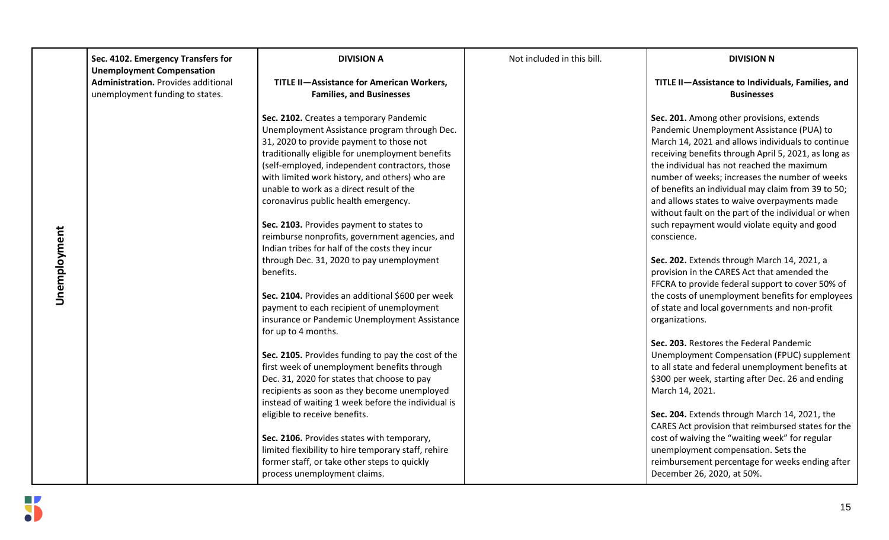| | | | | |
|---|---|---|---|---|
| Unemployment | **Sec. 4102. Emergency Transfers for Unemployment Compensation Administration.** Provides additional unemployment funding to states. | **DIVISION A**<br><br>**TITLE II—Assistance for American Workers, Families, and Businesses**<br><br>**Sec. 2102.** Creates a temporary Pandemic Unemployment Assistance program through Dec. 31, 2020 to provide payment to those not traditionally eligible for unemployment benefits (self-employed, independent contractors, those with limited work history, and others) who are unable to work as a direct result of the coronavirus public health emergency.<br><br>**Sec. 2103.** Provides payment to states to reimburse nonprofits, government agencies, and Indian tribes for half of the costs they incur through Dec. 31, 2020 to pay unemployment benefits.<br><br>**Sec. 2104.** Provides an additional $600 per week payment to each recipient of unemployment insurance or Pandemic Unemployment Assistance for up to 4 months.<br><br>**Sec. 2105.** Provides funding to pay the cost of the first week of unemployment benefits through Dec. 31, 2020 for states that choose to pay recipients as soon as they become unemployed instead of waiting 1 week before the individual is eligible to receive benefits.<br><br>**Sec. 2106.** Provides states with temporary, limited flexibility to hire temporary staff, rehire former staff, or take other steps to quickly process unemployment claims. | Not included in this bill. | **DIVISION N**<br><br>**TITLE II—Assistance to Individuals, Families, and Businesses**<br><br>**Sec. 201.** Among other provisions, extends Pandemic Unemployment Assistance (PUA) to March 14, 2021 and allows individuals to continue receiving benefits through April 5, 2021, as long as the individual has not reached the maximum number of weeks; increases the number of weeks of benefits an individual may claim from 39 to 50; and allows states to waive overpayments made without fault on the part of the individual or when such repayment would violate equity and good conscience.<br><br>**Sec. 202.** Extends through March 14, 2021, a provision in the CARES Act that amended the FFCRA to provide federal support to cover 50% of the costs of unemployment benefits for employees of state and local governments and non-profit organizations.<br><br>**Sec. 203.** Restores the Federal Pandemic Unemployment Compensation (FPUC) supplement to all state and federal unemployment benefits at $300 per week, starting after Dec. 26 and ending March 14, 2021.<br><br>**Sec. 204.** Extends through March 14, 2021, the CARES Act provision that reimbursed states for the cost of waiving the "waiting week" for regular unemployment compensation. Sets the reimbursement percentage for weeks ending after December 26, 2020, at 50%. |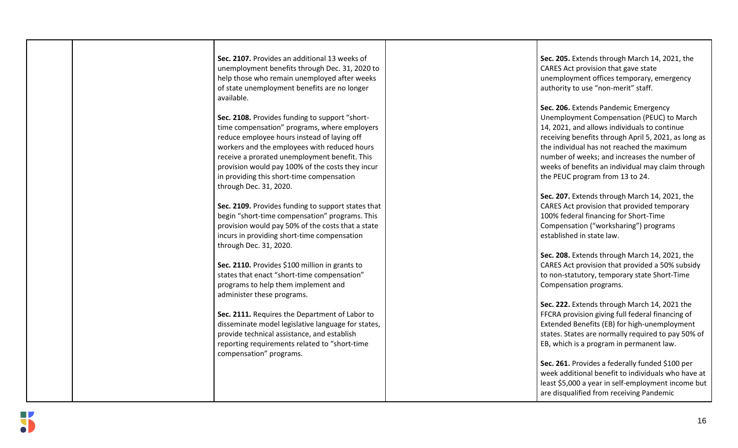| | | | | |
|---|---|---|---|---|
| | | **Sec. 2107.** Provides an additional 13 weeks of unemployment benefits through Dec. 31, 2020 to help those who remain unemployed after weeks of state unemployment benefits are no longer available.<br><br>**Sec. 2108.** Provides funding to support "short-time compensation" programs, where employers reduce employee hours instead of laying off workers and the employees with reduced hours receive a prorated unemployment benefit. This provision would pay 100% of the costs they incur in providing this short-time compensation through Dec. 31, 2020.<br><br>**Sec. 2109.** Provides funding to support states that begin "short-time compensation" programs. This provision would pay 50% of the costs that a state incurs in providing short-time compensation through Dec. 31, 2020.<br><br>**Sec. 2110.** Provides $100 million in grants to states that enact "short-time compensation" programs to help them implement and administer these programs.<br><br>**Sec. 2111.** Requires the Department of Labor to disseminate model legislative language for states, provide technical assistance, and establish reporting requirements related to "short-time compensation" programs. | | **Sec. 205.** Extends through March 14, 2021, the CARES Act provision that gave state unemployment offices temporary, emergency authority to use "non-merit" staff.<br><br>**Sec. 206.** Extends Pandemic Emergency Unemployment Compensation (PEUC) to March 14, 2021, and allows individuals to continue receiving benefits through April 5, 2021, as long as the individual has not reached the maximum number of weeks; and increases the number of weeks of benefits an individual may claim through the PEUC program from 13 to 24.<br><br>**Sec. 207.** Extends through March 14, 2021, the CARES Act provision that provided temporary 100% federal financing for Short-Time Compensation ("worksharing") programs established in state law.<br><br>**Sec. 208.** Extends through March 14, 2021, the CARES Act provision that provided a 50% subsidy to non-statutory, temporary state Short-Time Compensation programs.<br><br>**Sec. 222.** Extends through March 14, 2021 the FFCRA provision giving full federal financing of Extended Benefits (EB) for high-unemployment states. States are normally required to pay 50% of EB, which is a program in permanent law.<br><br>**Sec. 261.** Provides a federally funded $100 per week additional benefit to individuals who have at least $5,000 a year in self-employment income but are disqualified from receiving Pandemic |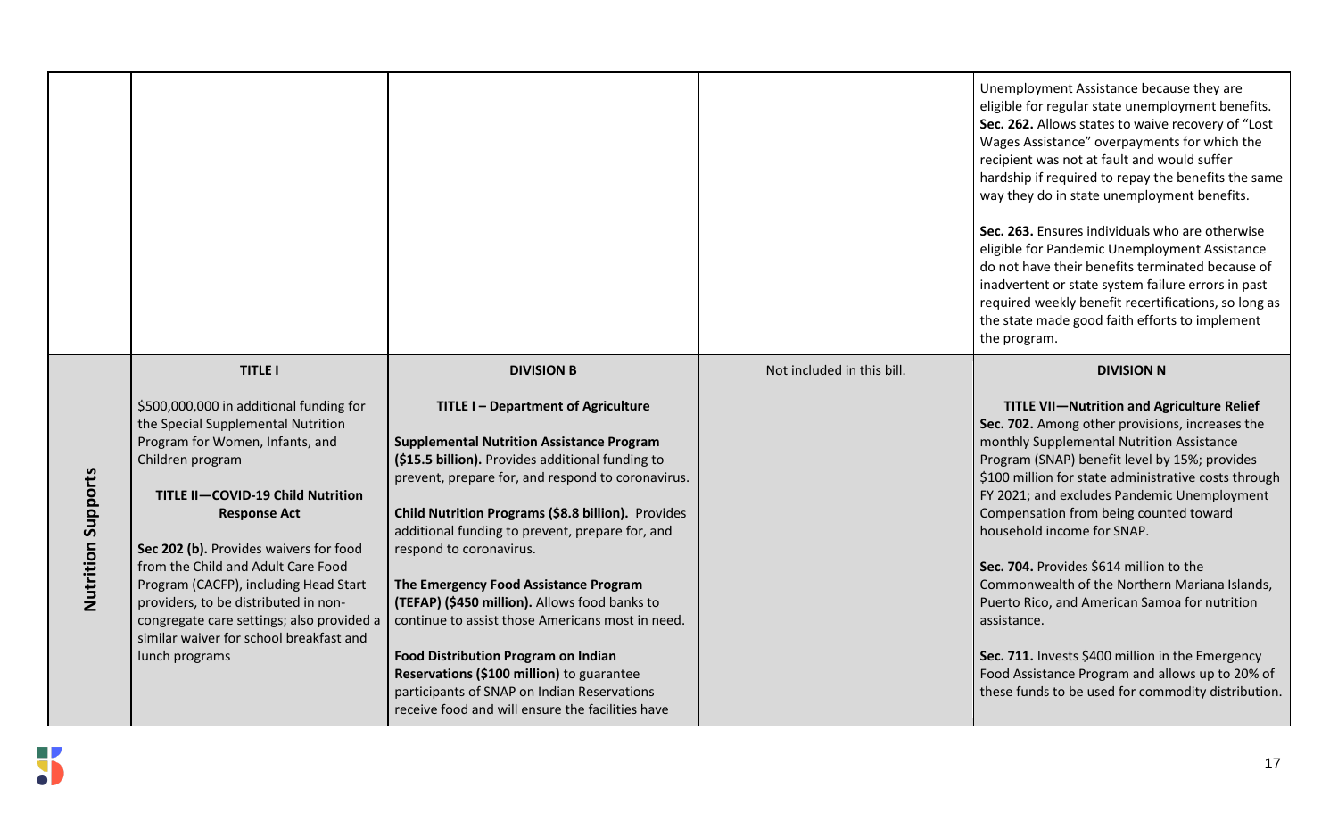| | | | | |
|---|---|---|---|---|
| | | | | Unemployment Assistance because they are eligible for regular state unemployment benefits. **Sec. 262.** Allows states to waive recovery of "Lost Wages Assistance" overpayments for which the recipient was not at fault and would suffer hardship if required to repay the benefits the same way they do in state unemployment benefits.<br><br>**Sec. 263.** Ensures individuals who are otherwise eligible for Pandemic Unemployment Assistance do not have their benefits terminated because of inadvertent or state system failure errors in past required weekly benefit recertifications, so long as the state made good faith efforts to implement the program. |
| **Nutrition Supports** | **TITLE I**<br><br>$500,000,000 in additional funding for the Special Supplemental Nutrition Program for Women, Infants, and Children program<br><br>**TITLE II—COVID-19 Child Nutrition Response Act**<br><br>**Sec 202 (b).** Provides waivers for food from the Child and Adult Care Food Program (CACFP), including Head Start providers, to be distributed in non-congregate care settings; also provided a similar waiver for school breakfast and lunch programs | **DIVISION B**<br><br>**TITLE I – Department of Agriculture**<br><br>**Supplemental Nutrition Assistance Program ($15.5 billion).** Provides additional funding to prevent, prepare for, and respond to coronavirus.<br><br>**Child Nutrition Programs ($8.8 billion).** Provides additional funding to prevent, prepare for, and respond to coronavirus.<br><br>**The Emergency Food Assistance Program (TEFAP) ($450 million).** Allows food banks to continue to assist those Americans most in need.<br><br>**Food Distribution Program on Indian Reservations ($100 million)** to guarantee participants of SNAP on Indian Reservations receive food and will ensure the facilities have | Not included in this bill. | **DIVISION N**<br><br>**TITLE VII—Nutrition and Agriculture Relief**<br>**Sec. 702.** Among other provisions, increases the monthly Supplemental Nutrition Assistance Program (SNAP) benefit level by 15%; provides $100 million for state administrative costs through FY 2021; and excludes Pandemic Unemployment Compensation from being counted toward household income for SNAP.<br><br>**Sec. 704.** Provides $614 million to the Commonwealth of the Northern Mariana Islands, Puerto Rico, and American Samoa for nutrition assistance.<br><br>**Sec. 711.** Invests $400 million in the Emergency Food Assistance Program and allows up to 20% of these funds to be used for commodity distribution. |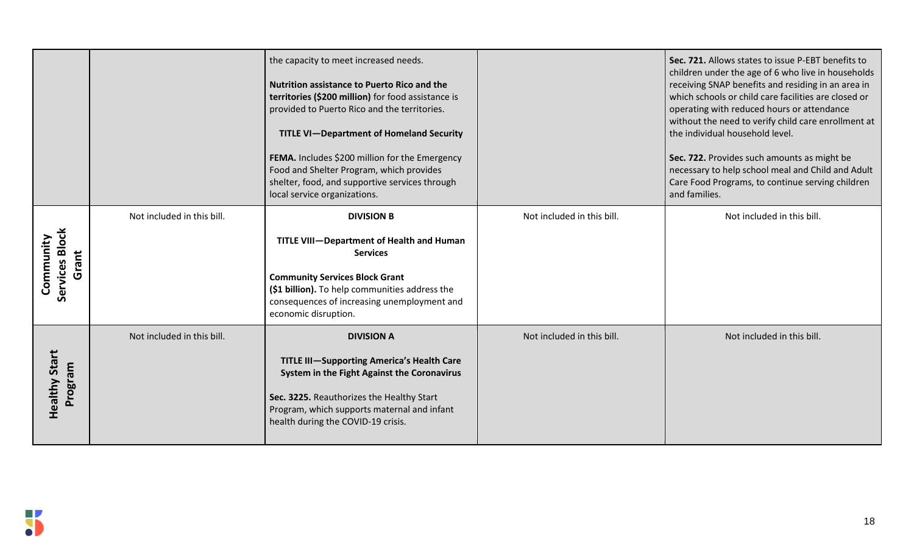| | | | | |
|---|---|---|---|---|
| | | the capacity to meet increased needs.<br><br>**Nutrition assistance to Puerto Rico and the territories ($200 million)** for food assistance is provided to Puerto Rico and the territories.<br><br>**TITLE VI—Department of Homeland Security**<br><br>**FEMA.** Includes $200 million for the Emergency Food and Shelter Program, which provides shelter, food, and supportive services through local service organizations. | | **Sec. 721.** Allows states to issue P-EBT benefits to children under the age of 6 who live in households receiving SNAP benefits and residing in an area in which schools or child care facilities are closed or operating with reduced hours or attendance without the need to verify child care enrollment at the individual household level.<br><br>**Sec. 722.** Provides such amounts as might be necessary to help school meal and Child and Adult Care Food Programs, to continue serving children and families. |
| **Community Services Block Grant** | Not included in this bill. | **DIVISION B**<br><br>**TITLE VIII—Department of Health and Human Services**<br><br>**Community Services Block Grant ($1 billion).** To help communities address the consequences of increasing unemployment and economic disruption. | Not included in this bill. | Not included in this bill. |
| **Healthy Start Program** | Not included in this bill. | **DIVISION A**<br><br>**TITLE III—Supporting America's Health Care System in the Fight Against the Coronavirus**<br><br>**Sec. 3225.** Reauthorizes the Healthy Start Program, which supports maternal and infant health during the COVID-19 crisis. | Not included in this bill. | Not included in this bill. |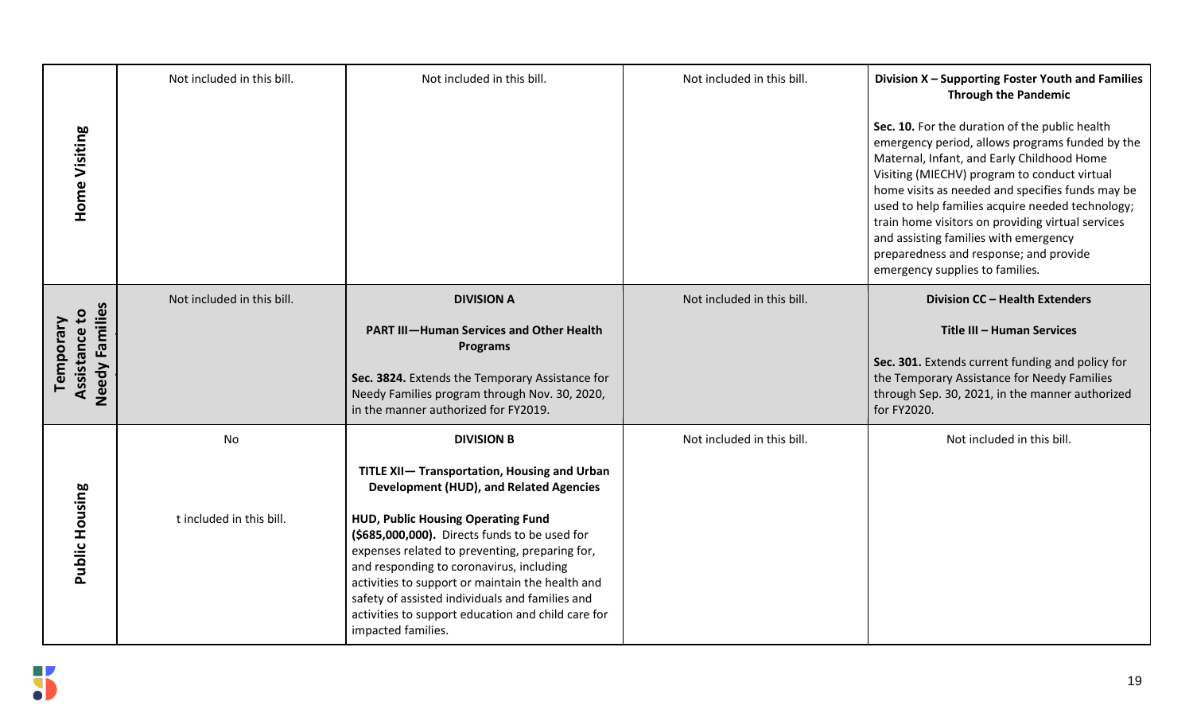| | | | | |
|---|---|---|---|---|
| **Home Visiting** | Not included in this bill. | Not included in this bill. | Not included in this bill. | **Division X – Supporting Foster Youth and Families Through the Pandemic**<br><br>**Sec. 10.** For the duration of the public health emergency period, allows programs funded by the Maternal, Infant, and Early Childhood Home Visiting (MIECHV) program to conduct virtual home visits as needed and specifies funds may be used to help families acquire needed technology; train home visitors on providing virtual services and assisting families with emergency preparedness and response; and provide emergency supplies to families. |
| **Temporary Assistance to Needy Families** | Not included in this bill. | **DIVISION A**<br><br>**PART III—Human Services and Other Health Programs**<br><br>**Sec. 3824.** Extends the Temporary Assistance for Needy Families program through Nov. 30, 2020, in the manner authorized for FY2019. | Not included in this bill. | **Division CC – Health Extenders**<br><br>**Title III – Human Services**<br><br>**Sec. 301.** Extends current funding and policy for the Temporary Assistance for Needy Families through Sep. 30, 2021, in the manner authorized for FY2020. |
| **Public Housing** | No<br><br>t included in this bill. | **DIVISION B**<br><br>**TITLE XII— Transportation, Housing and Urban Development (HUD), and Related Agencies**<br><br>**HUD, Public Housing Operating Fund ($685,000,000).** Directs funds to be used for expenses related to preventing, preparing for, and responding to coronavirus, including activities to support or maintain the health and safety of assisted individuals and families and activities to support education and child care for impacted families. | Not included in this bill. | Not included in this bill. |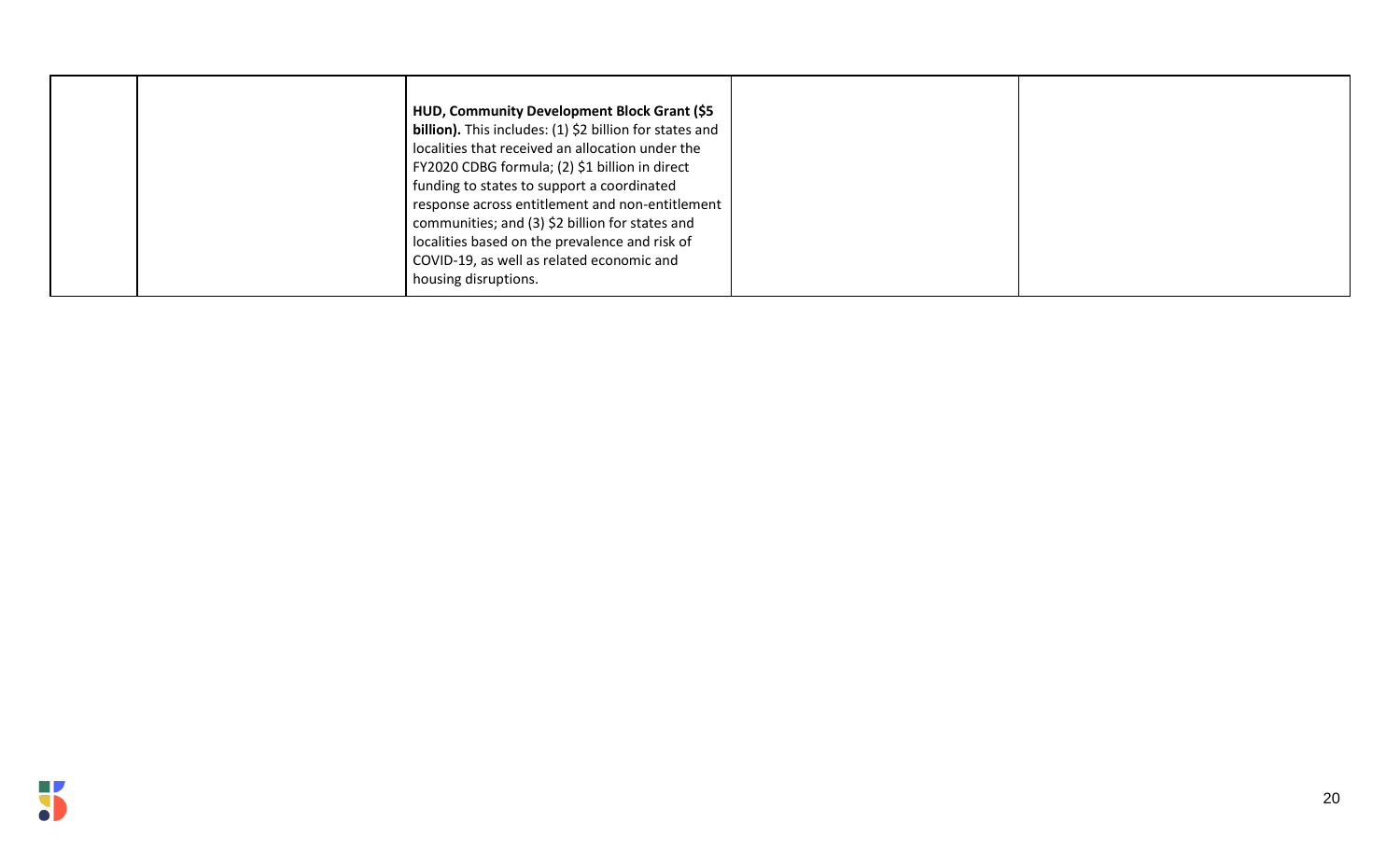| | | | | |
|---|---|---|---|---|
| | | **HUD, Community Development Block Grant ($5 billion).** This includes: (1) $2 billion for states and localities that received an allocation under the FY2020 CDBG formula; (2) $1 billion in direct funding to states to support a coordinated response across entitlement and non-entitlement communities; and (3) $2 billion for states and localities based on the prevalence and risk of COVID-19, as well as related economic and housing disruptions. | | |